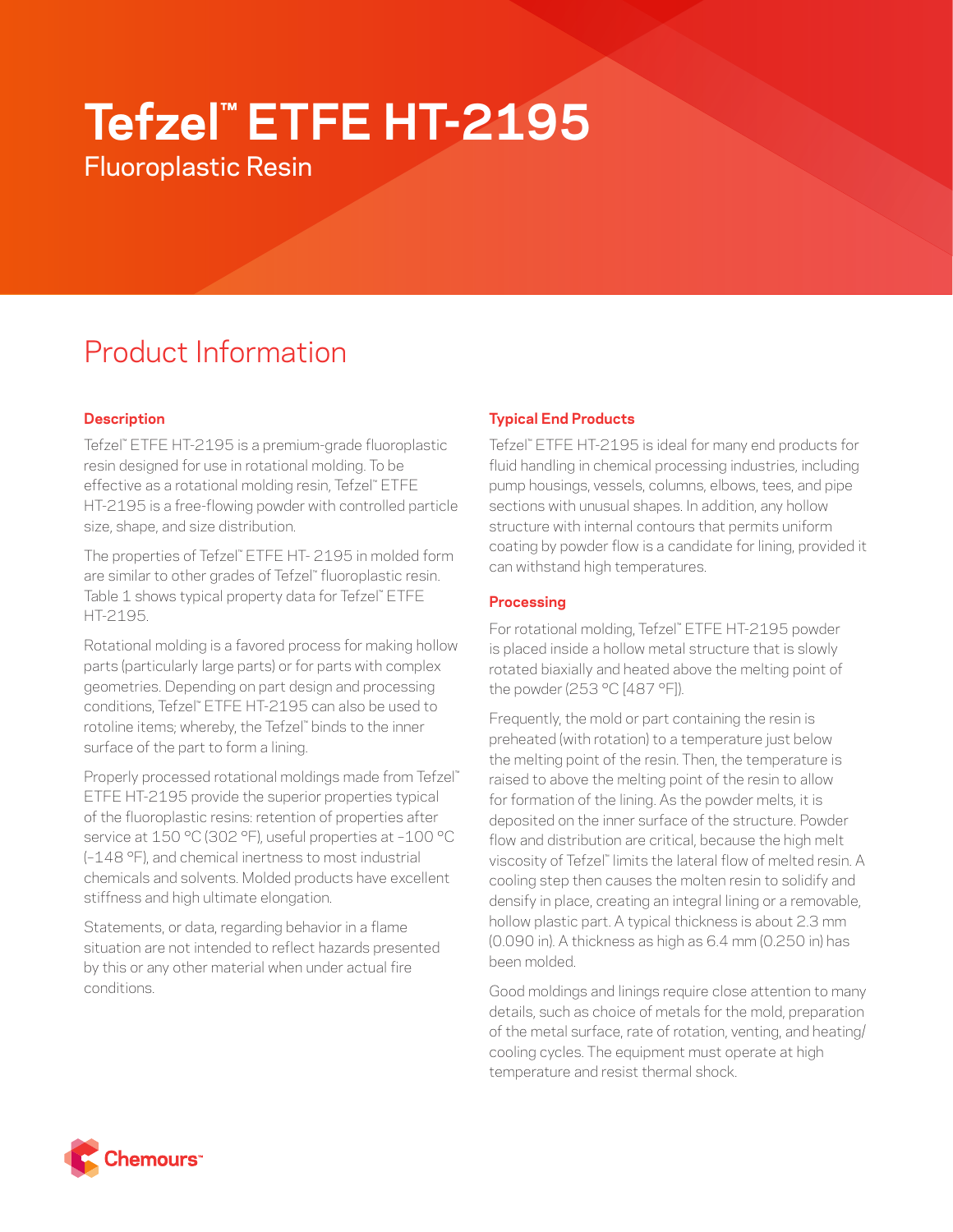# Tefzel™ ETFE HT-2195

Fluoroplastic Resin

## Product Information

### Description

Tefzel™ ETFE HT-2195 is a premium-grade fluoroplastic resin designed for use in rotational molding. To be effective as a rotational molding resin, Tefzel™ ETFE HT-2195 is a free-flowing powder with controlled particle size, shape, and size distribution.

The properties of Tefzel™ ETFE HT- 2195 in molded form are similar to other grades of Tefzel™ fluoroplastic resin. Table 1 shows typical property data for Tefzel™ ETFE HT-2195.

Rotational molding is a favored process for making hollow parts (particularly large parts) or for parts with complex geometries. Depending on part design and processing conditions, Tefzel™ ETFE HT-2195 can also be used to rotoline items; whereby, the Tefzel™ binds to the inner surface of the part to form a lining.

Properly processed rotational moldings made from Tefzel™ ETFE HT-2195 provide the superior properties typical of the fluoroplastic resins: retention of properties after service at 150 °C (302 °F), useful properties at –100 °C (–148 °F), and chemical inertness to most industrial chemicals and solvents. Molded products have excellent stiffness and high ultimate elongation.

Statements, or data, regarding behavior in a flame situation are not intended to reflect hazards presented by this or any other material when under actual fire conditions.

### Typical End Products

Tefzel™ ETFE HT-2195 is ideal for many end products for fluid handling in chemical processing industries, including pump housings, vessels, columns, elbows, tees, and pipe sections with unusual shapes. In addition, any hollow structure with internal contours that permits uniform coating by powder flow is a candidate for lining, provided it can withstand high temperatures.

### Processing

For rotational molding, Tefzel™ ETFE HT-2195 powder is placed inside a hollow metal structure that is slowly rotated biaxially and heated above the melting point of the powder (253 °C [487 °F]).

Frequently, the mold or part containing the resin is preheated (with rotation) to a temperature just below the melting point of the resin. Then, the temperature is raised to above the melting point of the resin to allow for formation of the lining. As the powder melts, it is deposited on the inner surface of the structure. Powder flow and distribution are critical, because the high melt viscosity of Tefzel™ limits the lateral flow of melted resin. A cooling step then causes the molten resin to solidify and densify in place, creating an integral lining or a removable, hollow plastic part. A typical thickness is about 2.3 mm (0.090 in). A thickness as high as 6.4 mm (0.250 in) has been molded.

Good moldings and linings require close attention to many details, such as choice of metals for the mold, preparation of the metal surface, rate of rotation, venting, and heating/cooling cycles. The equipment must operate at high temperature and resist thermal shock.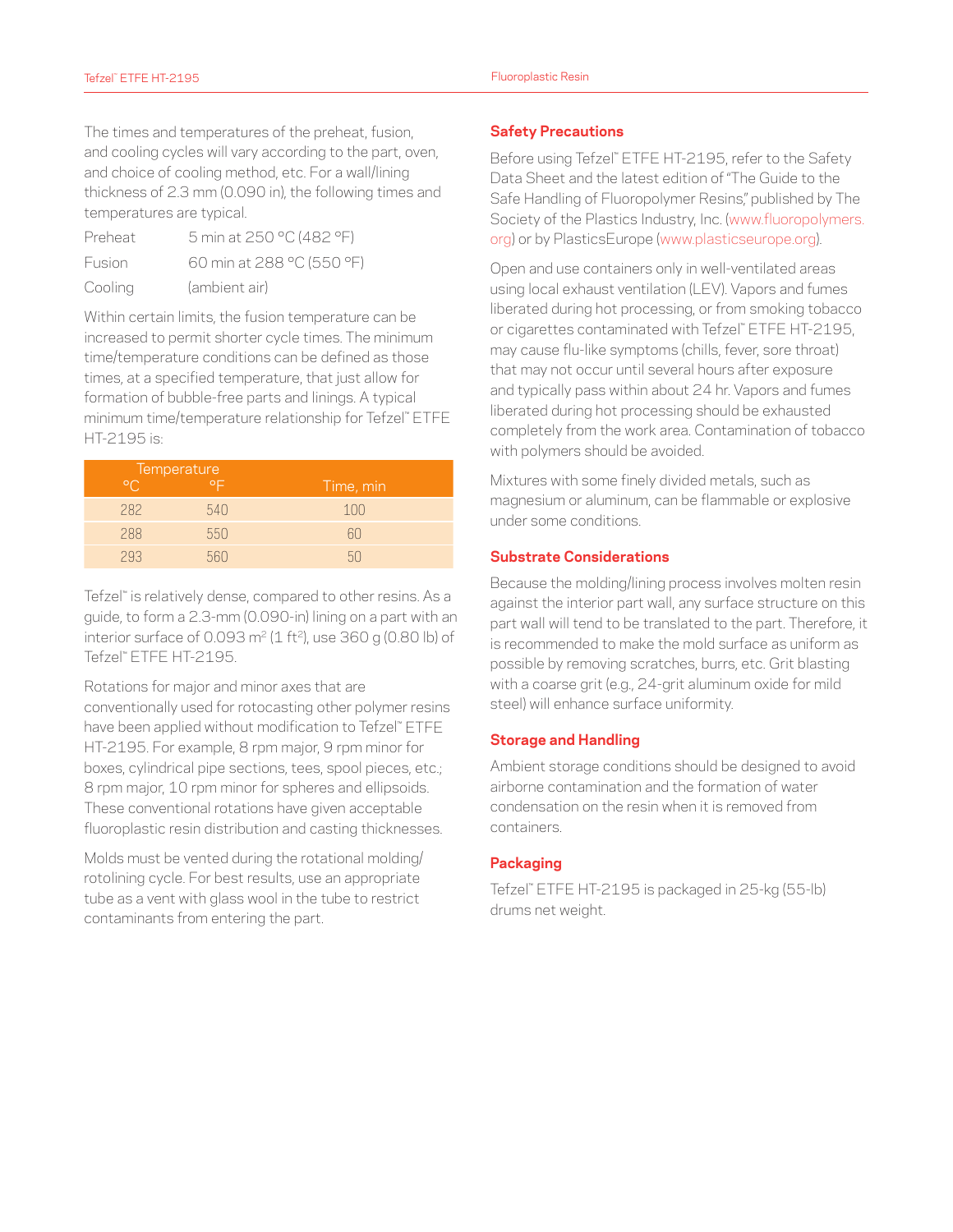The times and temperatures of the preheat, fusion, and cooling cycles will vary according to the part, oven, and choice of cooling method, etc. For a wall/lining thickness of 2.3 mm (0.090 in), the following times and temperatures are typical.

| | |
|---|---|
| Preheat | 5 min at 250 °C (482 °F) |
| Fusion | 60 min at 288 °C (550 °F) |
| Cooling | (ambient air) |

Within certain limits, the fusion temperature can be increased to permit shorter cycle times. The minimum time/temperature conditions can be defined as those times, at a specified temperature, that just allow for formation of bubble-free parts and linings. A typical minimum time/temperature relationship for Tefzel™ ETFE HT-2195 is:

| Temperature | | |
|---|---|---|
| °C | °F | Time, min |
| 282 | 540 | 100 |
| 288 | 550 | 60 |
| 293 | 560 | 50 |

Tefzel™ is relatively dense, compared to other resins. As a guide, to form a 2.3-mm (0.090-in) lining on a part with an interior surface of 0.093 $m^2$ (1 $ft^2$), use 360 g (0.80 lb) of Tefzel™ ETFE HT-2195.

Rotations for major and minor axes that are conventionally used for rotocasting other polymer resins have been applied without modification to Tefzel™ ETFE HT-2195. For example, 8 rpm major, 9 rpm minor for boxes, cylindrical pipe sections, tees, spool pieces, etc.; 8 rpm major, 10 rpm minor for spheres and ellipsoids. These conventional rotations have given acceptable fluoroplastic resin distribution and casting thicknesses.

Molds must be vented during the rotational molding/rotolining cycle. For best results, use an appropriate tube as a vent with glass wool in the tube to restrict contaminants from entering the part.

## Safety Precautions

Before using Tefzel™ ETFE HT-2195, refer to the Safety Data Sheet and the latest edition of "The Guide to the Safe Handling of Fluoropolymer Resins," published by The Society of the Plastics Industry, Inc. (www.fluoropolymers.org) or by PlasticsEurope (www.plasticseurope.org).

Open and use containers only in well-ventilated areas using local exhaust ventilation (LEV). Vapors and fumes liberated during hot processing, or from smoking tobacco or cigarettes contaminated with Tefzel™ ETFE HT-2195, may cause flu-like symptoms (chills, fever, sore throat) that may not occur until several hours after exposure and typically pass within about 24 hr. Vapors and fumes liberated during hot processing should be exhausted completely from the work area. Contamination of tobacco with polymers should be avoided.

Mixtures with some finely divided metals, such as magnesium or aluminum, can be flammable or explosive under some conditions.

## Substrate Considerations

Because the molding/lining process involves molten resin against the interior part wall, any surface structure on this part wall will tend to be translated to the part. Therefore, it is recommended to make the mold surface as uniform as possible by removing scratches, burrs, etc. Grit blasting with a coarse grit (e.g., 24-grit aluminum oxide for mild steel) will enhance surface uniformity.

## Storage and Handling

Ambient storage conditions should be designed to avoid airborne contamination and the formation of water condensation on the resin when it is removed from containers.

## Packaging

Tefzel™ ETFE HT-2195 is packaged in 25-kg (55-lb) drums net weight.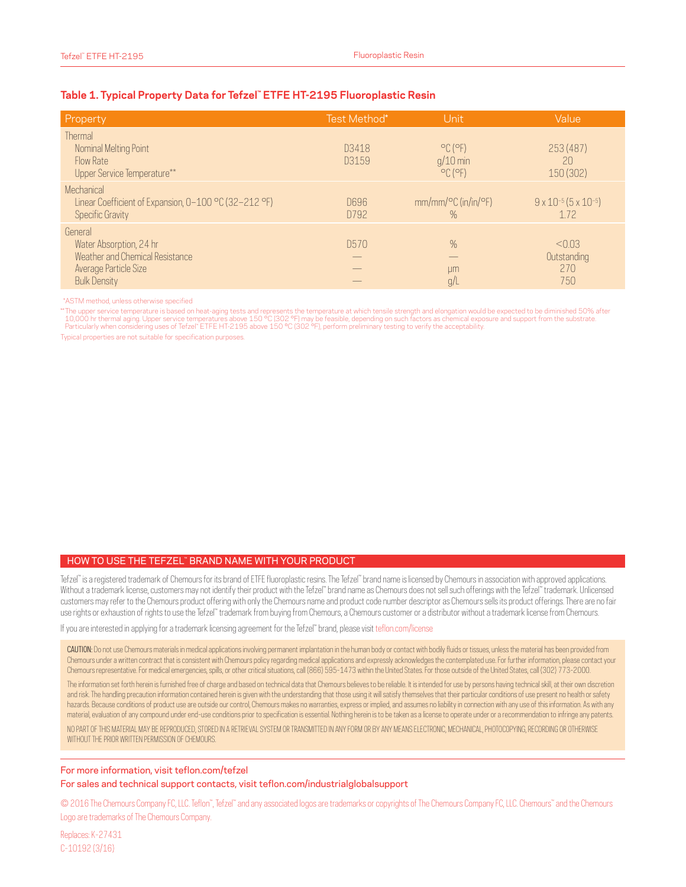### Table 1. Typical Property Data for Tefzel™ ETFE HT-2195 Fluoroplastic Resin

| Property | Test Method* | Unit | Value |
|---|---|---|---|
| Thermal | | | |
| Nominal Melting Point | D3418 | °C (°F) | 253 (487) |
| Flow Rate | D3159 | g/10 min | 20 |
| Upper Service Temperature** | | °C (°F) | 150 (302) |
| Mechanical | | | |
| Linear Coefficient of Expansion, 0–100 °C (32–212 °F) | D696 | mm/mm/°C (in/in/°F) | $9 \times 10^{-5}$ ($5 \times 10^{-5}$) |
| Specific Gravity | D792 | % | 1.72 |
| General | | | |
| Water Absorption, 24 hr | D570 | % | <0.03 |
| Weather and Chemical Resistance | — | — | Outstanding |
| Average Particle Size | — | µm | 270 |
| Bulk Density | — | g/L | 750 |

*ASTM method, unless otherwise specified

**The upper service temperature is based on heat-aging tests and represents the temperature at which tensile strength and elongation would be expected to be diminished 50% after 10,000 hr thermal aging. Upper service temperatures above 150 °C (302 °F) may be feasible, depending on such factors as chemical exposure and support from the substrate. Particularly when considering uses of Tefzel™ ETFE HT-2195 above 150 °C (302 °F), perform preliminary testing to verify the acceptability.

Typical properties are not suitable for specification purposes.

## HOW TO USE THE TEFZEL™ BRAND NAME WITH YOUR PRODUCT

Tefzel™ is a registered trademark of Chemours for its brand of ETFE fluoroplastic resins. The Tefzel™ brand name is licensed by Chemours in association with approved applications. Without a trademark license, customers may not identify their product with the Tefzel™ brand name as Chemours does not sell such offerings with the Tefzel™ trademark. Unlicensed customers may refer to the Chemours product offering with only the Chemours name and product code number descriptor as Chemours sells its product offerings. There are no fair use rights or exhaustion of rights to use the Tefzel™ trademark from buying from Chemours, a Chemours customer or a distributor without a trademark license from Chemours.

If you are interested in applying for a trademark licensing agreement for the Tefzel™ brand, please visit teflon.com/license

CAUTION: Do not use Chemours materials in medical applications involving permanent implantation in the human body or contact with bodily fluids or tissues, unless the material has been provided from Chemours under a written contract that is consistent with Chemours policy regarding medical applications and expressly acknowledges the contemplated use. For further information, please contact your Chemours representative. For medical emergencies, spills, or other critical situations, call (866) 595-1473 within the United States. For those outside of the United States, call (302) 773-2000.

The information set forth herein is furnished free of charge and based on technical data that Chemours believes to be reliable. It is intended for use by persons having technical skill, at their own discretion and risk. The handling precaution information contained herein is given with the understanding that those using it will satisfy themselves that their particular conditions of use present no health or safety hazards. Because conditions of product use are outside our control, Chemours makes no warranties, express or implied, and assumes no liability in connection with any use of this information. As with any material, evaluation of any compound under end-use conditions prior to specification is essential. Nothing herein is to be taken as a license to operate under or a recommendation to infringe any patents.

NO PART OF THIS MATERIAL MAY BE REPRODUCED, STORED IN A RETRIEVAL SYSTEM OR TRANSMITTED IN ANY FORM OR BY ANY MEANS ELECTRONIC, MECHANICAL, PHOTOCOPYING, RECORDING OR OTHERWISE WITHOUT THE PRIOR WRITTEN PERMISSION OF CHEMOURS.

For more information, visit teflon.com/tefzel

For sales and technical support contacts, visit teflon.com/industrialglobalsupport

© 2016 The Chemours Company FC, LLC. Teflon™, Tefzel™ and any associated logos are trademarks or copyrights of The Chemours Company FC, LLC. Chemours™ and the Chemours Logo are trademarks of The Chemours Company.

Replaces: K-27431
C-10192 (3/16)